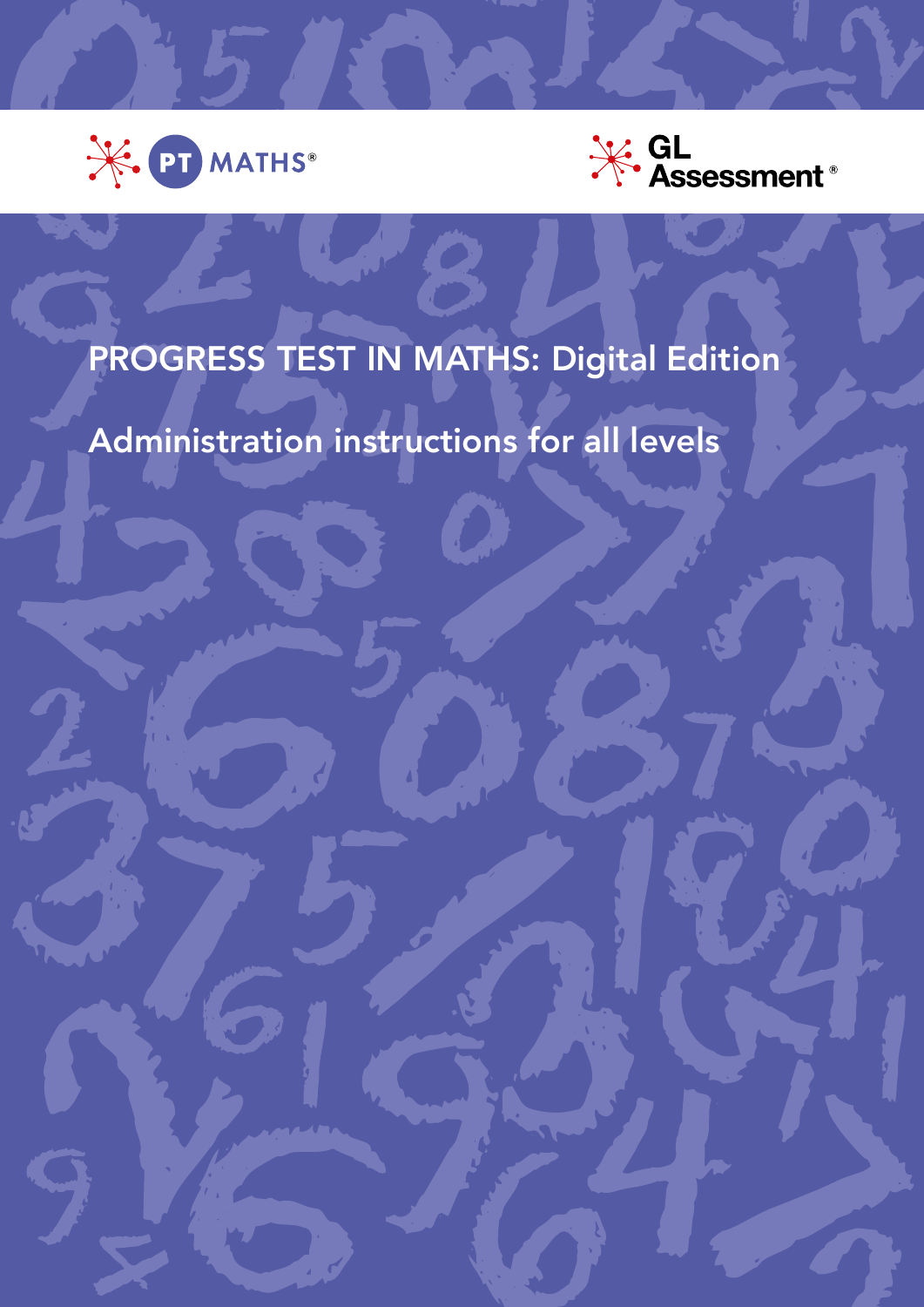PT MATHS®

GL Assessment®

# PROGRESS TEST IN MATHS: Digital Edition

## Administration instructions for all levels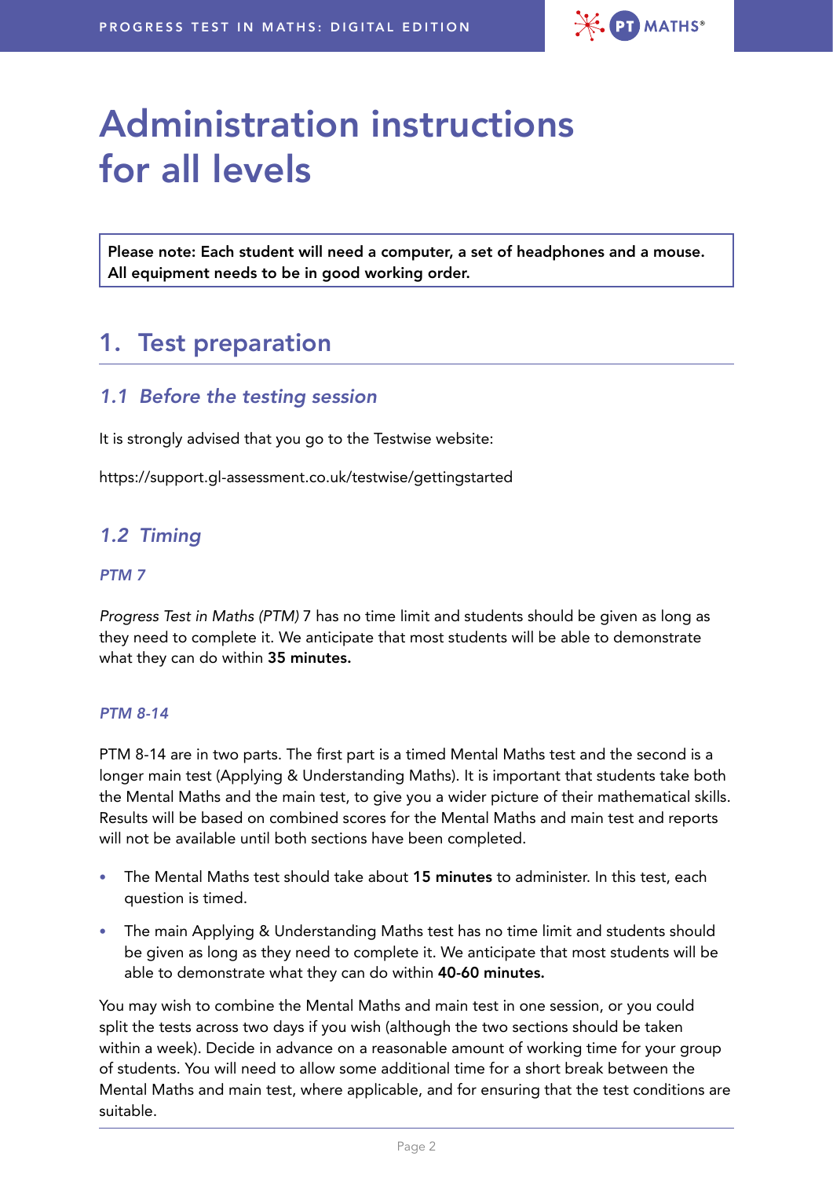# Administration instructions for all levels

**Please note: Each student will need a computer, a set of headphones and a mouse. All equipment needs to be in good working order.**

## 1. Test preparation

### *1.1 Before the testing session*

It is strongly advised that you go to the Testwise website:

https://support.gl-assessment.co.uk/testwise/gettingstarted

### *1.2 Timing*

#### *PTM 7*

*Progress Test in Maths (PTM)* 7 has no time limit and students should be given as long as they need to complete it. We anticipate that most students will be able to demonstrate what they can do within **35 minutes.**

#### *PTM 8-14*

PTM 8-14 are in two parts. The first part is a timed Mental Maths test and the second is a longer main test (Applying & Understanding Maths). It is important that students take both the Mental Maths and the main test, to give you a wider picture of their mathematical skills. Results will be based on combined scores for the Mental Maths and main test and reports will not be available until both sections have been completed.

- The Mental Maths test should take about **15 minutes** to administer. In this test, each question is timed.
- The main Applying & Understanding Maths test has no time limit and students should be given as long as they need to complete it. We anticipate that most students will be able to demonstrate what they can do within **40-60 minutes.**

You may wish to combine the Mental Maths and main test in one session, or you could split the tests across two days if you wish (although the two sections should be taken within a week). Decide in advance on a reasonable amount of working time for your group of students. You will need to allow some additional time for a short break between the Mental Maths and main test, where applicable, and for ensuring that the test conditions are suitable.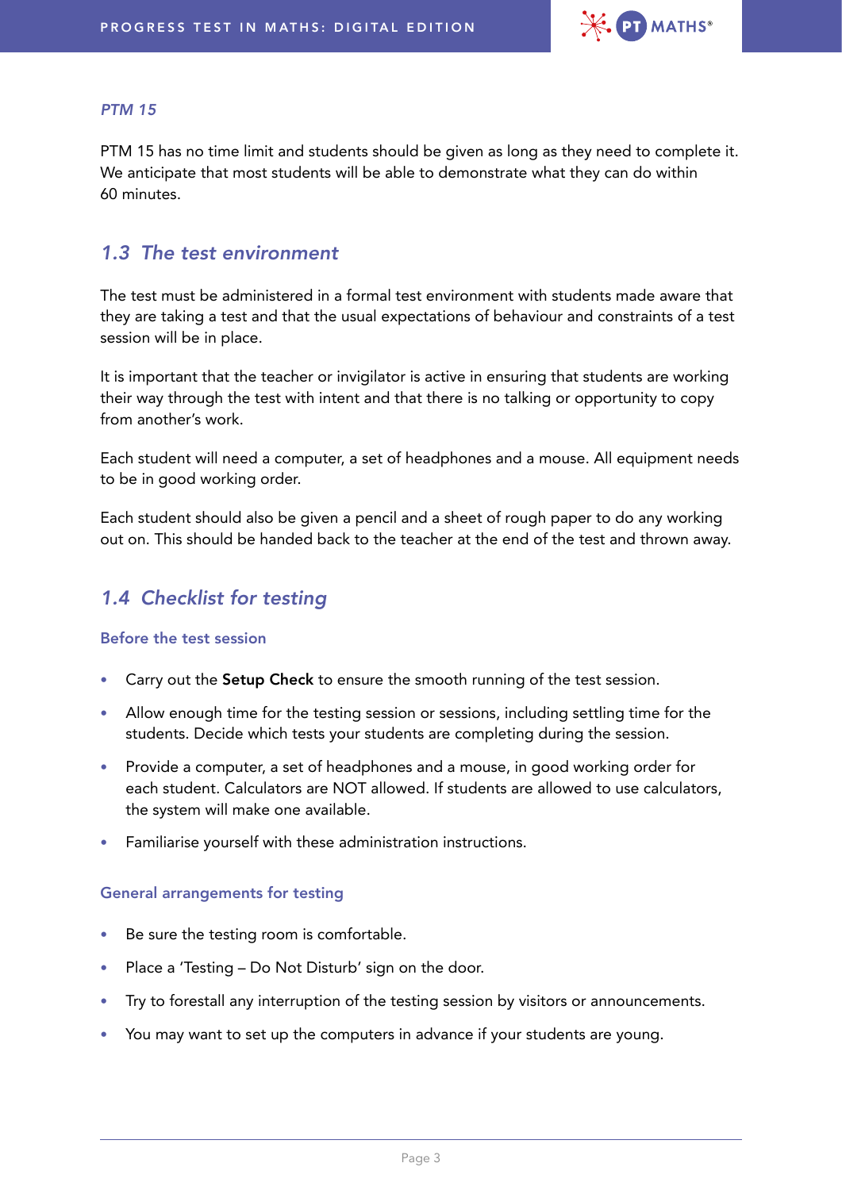*PTM 15*

PTM 15 has no time limit and students should be given as long as they need to complete it. We anticipate that most students will be able to demonstrate what they can do within 60 minutes.

## *1.3 The test environment*

The test must be administered in a formal test environment with students made aware that they are taking a test and that the usual expectations of behaviour and constraints of a test session will be in place.

It is important that the teacher or invigilator is active in ensuring that students are working their way through the test with intent and that there is no talking or opportunity to copy from another's work.

Each student will need a computer, a set of headphones and a mouse. All equipment needs to be in good working order.

Each student should also be given a pencil and a sheet of rough paper to do any working out on. This should be handed back to the teacher at the end of the test and thrown away.

## *1.4 Checklist for testing*

### Before the test session

- Carry out the **Setup Check** to ensure the smooth running of the test session.
- Allow enough time for the testing session or sessions, including settling time for the students. Decide which tests your students are completing during the session.
- Provide a computer, a set of headphones and a mouse, in good working order for each student. Calculators are NOT allowed. If students are allowed to use calculators, the system will make one available.
- Familiarise yourself with these administration instructions.

### General arrangements for testing

- Be sure the testing room is comfortable.
- Place a 'Testing – Do Not Disturb' sign on the door.
- Try to forestall any interruption of the testing session by visitors or announcements.
- You may want to set up the computers in advance if your students are young.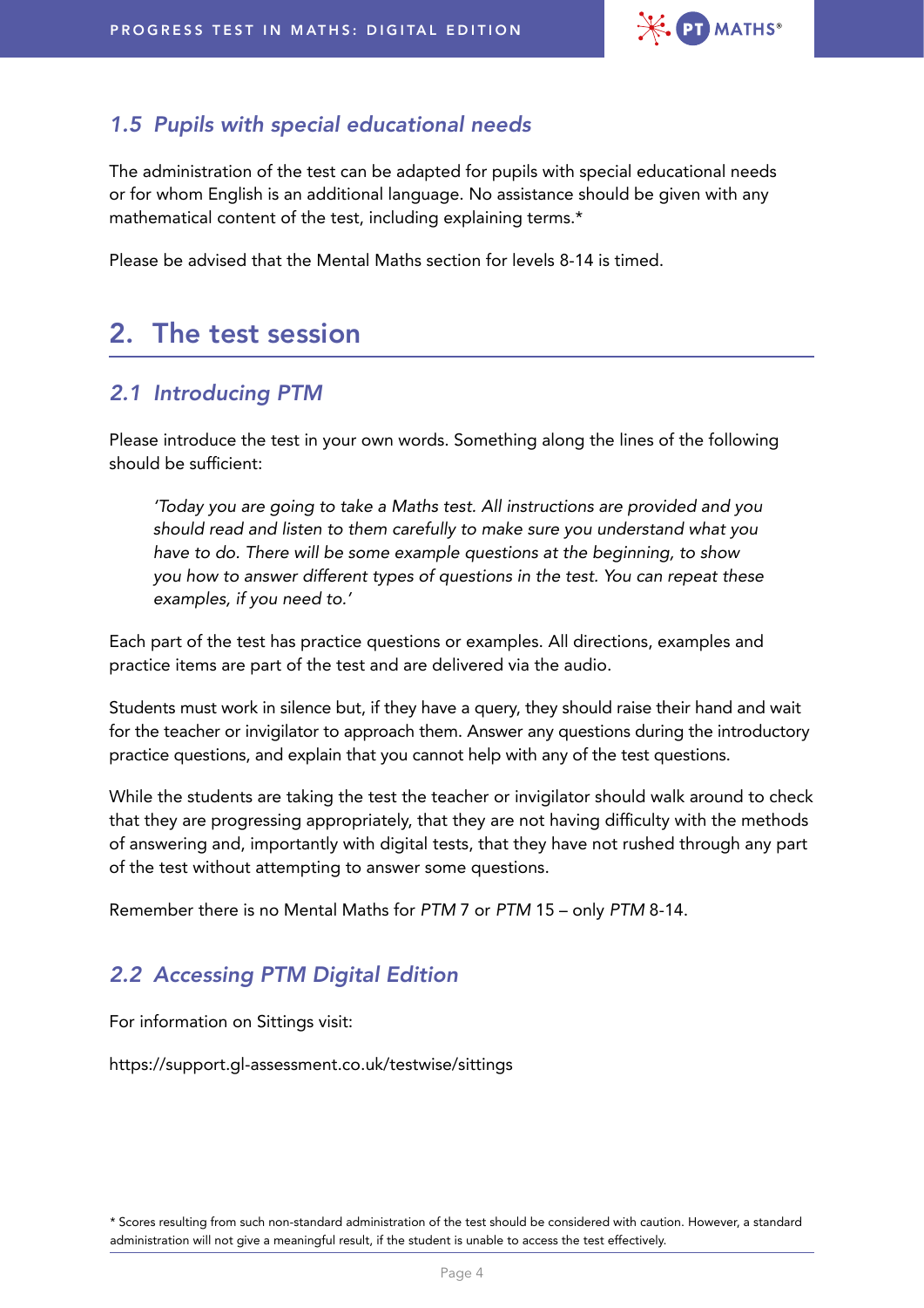### *1.5 Pupils with special educational needs*

The administration of the test can be adapted for pupils with special educational needs or for whom English is an additional language. No assistance should be given with any mathematical content of the test, including explaining terms.*

Please be advised that the Mental Maths section for levels 8-14 is timed.

## 2. The test session

### *2.1 Introducing PTM*

Please introduce the test in your own words. Something along the lines of the following should be sufficient:

> *'Today you are going to take a Maths test. All instructions are provided and you should read and listen to them carefully to make sure you understand what you have to do. There will be some example questions at the beginning, to show you how to answer different types of questions in the test. You can repeat these examples, if you need to.'*

Each part of the test has practice questions or examples. All directions, examples and practice items are part of the test and are delivered via the audio.

Students must work in silence but, if they have a query, they should raise their hand and wait for the teacher or invigilator to approach them. Answer any questions during the introductory practice questions, and explain that you cannot help with any of the test questions.

While the students are taking the test the teacher or invigilator should walk around to check that they are progressing appropriately, that they are not having difficulty with the methods of answering and, importantly with digital tests, that they have not rushed through any part of the test without attempting to answer some questions.

Remember there is no Mental Maths for *PTM* 7 or *PTM* 15 – only *PTM* 8-14.

### *2.2 Accessing PTM Digital Edition*

For information on Sittings visit:

https://support.gl-assessment.co.uk/testwise/sittings

* Scores resulting from such non-standard administration of the test should be considered with caution. However, a standard administration will not give a meaningful result, if the student is unable to access the test effectively.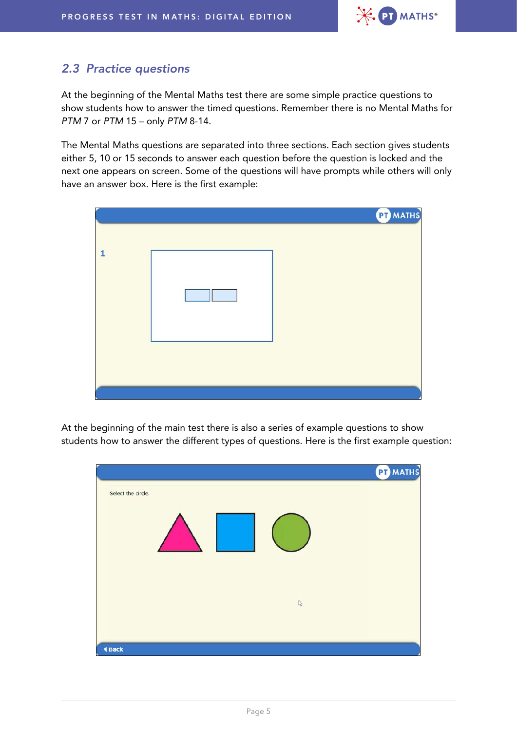## 2.3 Practice questions

At the beginning of the Mental Maths test there are some simple practice questions to show students how to answer the timed questions. Remember there is no Mental Maths for *PTM* 7 or *PTM* 15 – only *PTM* 8-14.

The Mental Maths questions are separated into three sections. Each section gives students either 5, 10 or 15 seconds to answer each question before the question is locked and the next one appears on screen. Some of the questions will have prompts while others will only have an answer box. Here is the first example:

At the beginning of the main test there is also a series of example questions to show students how to answer the different types of questions. Here is the first example question: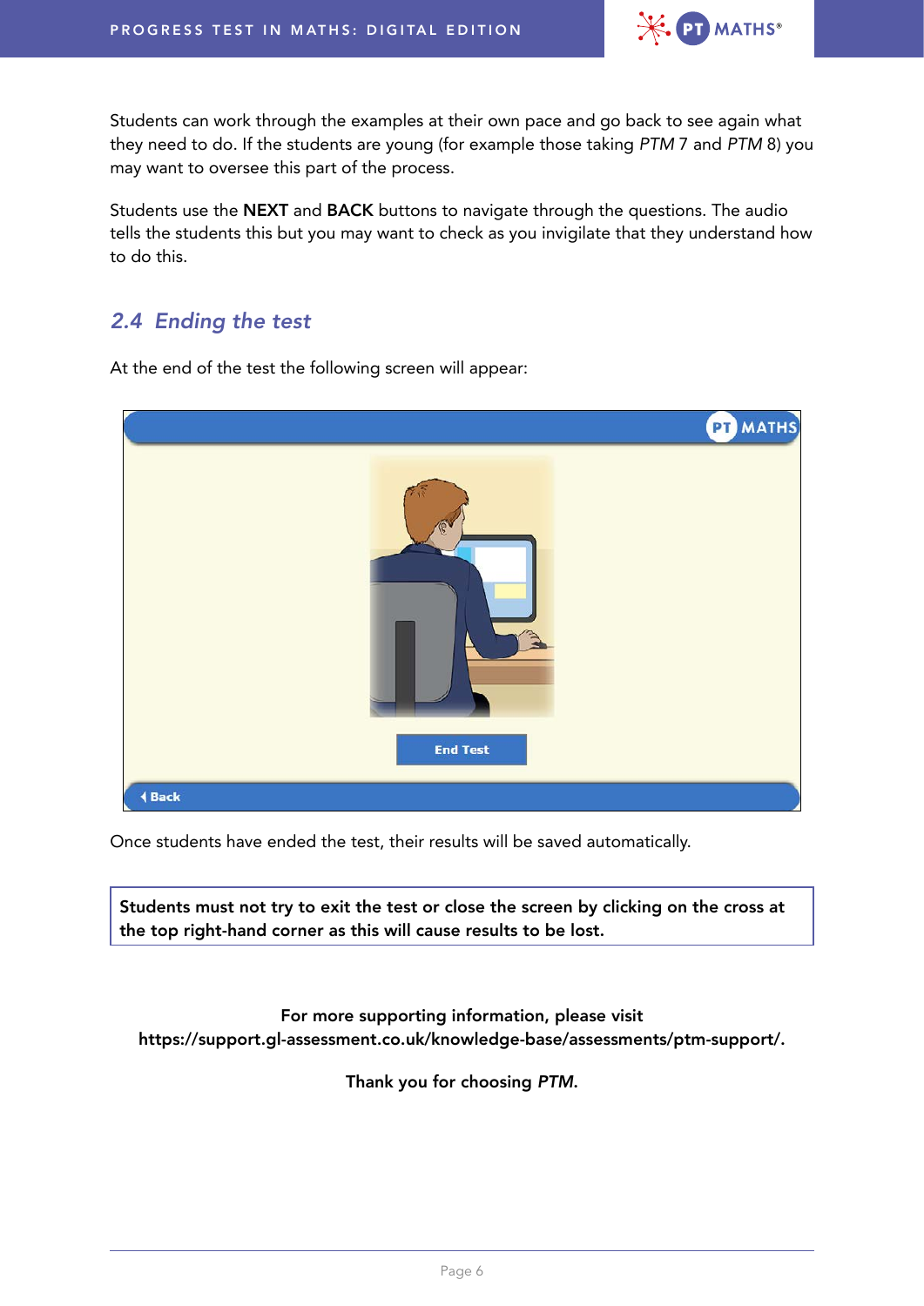Students can work through the examples at their own pace and go back to see again what they need to do. If the students are young (for example those taking *PTM* 7 and *PTM* 8) you may want to oversee this part of the process.

Students use the **NEXT** and **BACK** buttons to navigate through the questions. The audio tells the students this but you may want to check as you invigilate that they understand how to do this.

## *2.4 Ending the test*

At the end of the test the following screen will appear:

Once students have ended the test, their results will be saved automatically.

**Students must not try to exit the test or close the screen by clicking on the cross at the top right-hand corner as this will cause results to be lost.**

**For more supporting information, please visit https://support.gl-assessment.co.uk/knowledge-base/assessments/ptm-support/.**

**Thank you for choosing *PTM*.**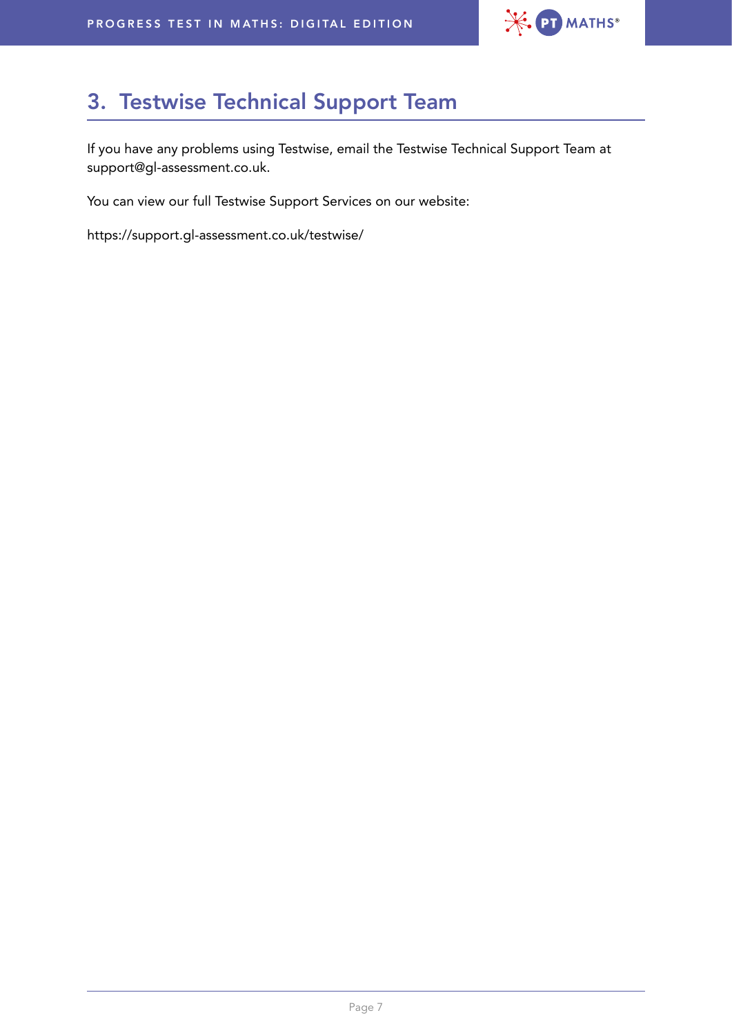## 3. Testwise Technical Support Team

If you have any problems using Testwise, email the Testwise Technical Support Team at support@gl-assessment.co.uk.

You can view our full Testwise Support Services on our website:

https://support.gl-assessment.co.uk/testwise/